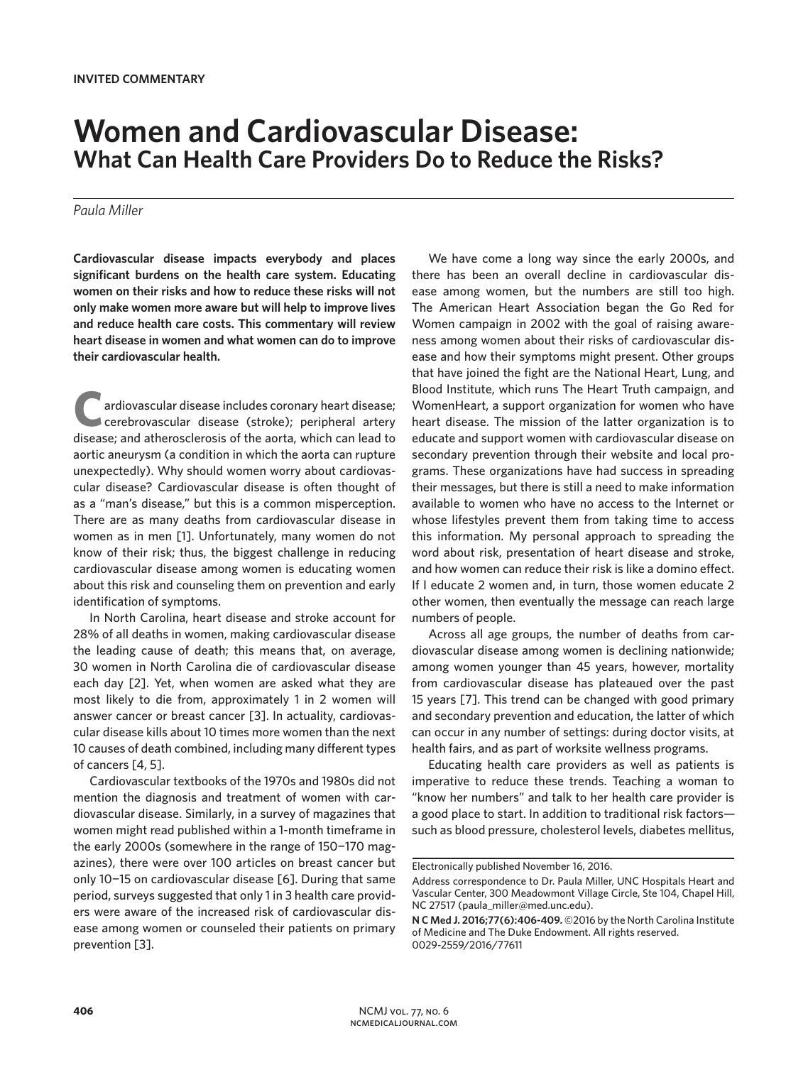INVITED COMMENTARY

# Women and Cardiovascular Disease:
## What Can Health Care Providers Do to Reduce the Risks?

*Paula Miller*

**Cardiovascular disease impacts everybody and places significant burdens on the health care system. Educating women on their risks and how to reduce these risks will not only make women more aware but will help to improve lives and reduce health care costs. This commentary will review heart disease in women and what women can do to improve their cardiovascular health.**

Cardiovascular disease includes coronary heart disease; cerebrovascular disease (stroke); peripheral artery disease; and atherosclerosis of the aorta, which can lead to aortic aneurysm (a condition in which the aorta can rupture unexpectedly). Why should women worry about cardiovascular disease? Cardiovascular disease is often thought of as a "man's disease," but this is a common misperception. There are as many deaths from cardiovascular disease in women as in men [1]. Unfortunately, many women do not know of their risk; thus, the biggest challenge in reducing cardiovascular disease among women is educating women about this risk and counseling them on prevention and early identification of symptoms.

In North Carolina, heart disease and stroke account for 28% of all deaths in women, making cardiovascular disease the leading cause of death; this means that, on average, 30 women in North Carolina die of cardiovascular disease each day [2]. Yet, when women are asked what they are most likely to die from, approximately 1 in 2 women will answer cancer or breast cancer [3]. In actuality, cardiovascular disease kills about 10 times more women than the next 10 causes of death combined, including many different types of cancers [4, 5].

Cardiovascular textbooks of the 1970s and 1980s did not mention the diagnosis and treatment of women with cardiovascular disease. Similarly, in a survey of magazines that women might read published within a 1-month timeframe in the early 2000s (somewhere in the range of 150–170 magazines), there were over 100 articles on breast cancer but only 10–15 on cardiovascular disease [6]. During that same period, surveys suggested that only 1 in 3 health care providers were aware of the increased risk of cardiovascular disease among women or counseled their patients on primary prevention [3].

We have come a long way since the early 2000s, and there has been an overall decline in cardiovascular disease among women, but the numbers are still too high. The American Heart Association began the Go Red for Women campaign in 2002 with the goal of raising awareness among women about their risks of cardiovascular disease and how their symptoms might present. Other groups that have joined the fight are the National Heart, Lung, and Blood Institute, which runs The Heart Truth campaign, and WomenHeart, a support organization for women who have heart disease. The mission of the latter organization is to educate and support women with cardiovascular disease on secondary prevention through their website and local programs. These organizations have had success in spreading their messages, but there is still a need to make information available to women who have no access to the Internet or whose lifestyles prevent them from taking time to access this information. My personal approach to spreading the word about risk, presentation of heart disease and stroke, and how women can reduce their risk is like a domino effect. If I educate 2 women and, in turn, those women educate 2 other women, then eventually the message can reach large numbers of people.

Across all age groups, the number of deaths from cardiovascular disease among women is declining nationwide; among women younger than 45 years, however, mortality from cardiovascular disease has plateaued over the past 15 years [7]. This trend can be changed with good primary and secondary prevention and education, the latter of which can occur in any number of settings: during doctor visits, at health fairs, and as part of worksite wellness programs.

Educating health care providers as well as patients is imperative to reduce these trends. Teaching a woman to "know her numbers" and talk to her health care provider is a good place to start. In addition to traditional risk factors—such as blood pressure, cholesterol levels, diabetes mellitus,

Electronically published November 16, 2016.

Address correspondence to Dr. Paula Miller, UNC Hospitals Heart and Vascular Center, 300 Meadowmont Village Circle, Ste 104, Chapel Hill, NC 27517 (paula_miller@med.unc.edu).

**N C Med J. 2016;77(6):406-409.** ©2016 by the North Carolina Institute of Medicine and The Duke Endowment. All rights reserved. 0029-2559/2016/77611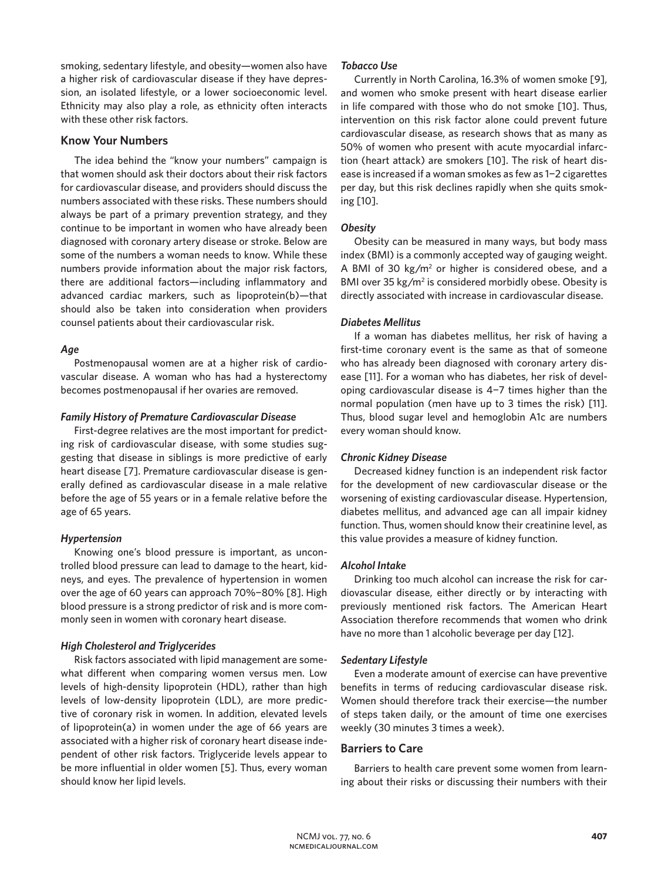smoking, sedentary lifestyle, and obesity—women also have a higher risk of cardiovascular disease if they have depression, an isolated lifestyle, or a lower socioeconomic level. Ethnicity may also play a role, as ethnicity often interacts with these other risk factors.

## Know Your Numbers

The idea behind the "know your numbers" campaign is that women should ask their doctors about their risk factors for cardiovascular disease, and providers should discuss the numbers associated with these risks. These numbers should always be part of a primary prevention strategy, and they continue to be important in women who have already been diagnosed with coronary artery disease or stroke. Below are some of the numbers a woman needs to know. While these numbers provide information about the major risk factors, there are additional factors—including inflammatory and advanced cardiac markers, such as lipoprotein(b)—that should also be taken into consideration when providers counsel patients about their cardiovascular risk.

### *Age*

Postmenopausal women are at a higher risk of cardiovascular disease. A woman who has had a hysterectomy becomes postmenopausal if her ovaries are removed.

### *Family History of Premature Cardiovascular Disease*

First-degree relatives are the most important for predicting risk of cardiovascular disease, with some studies suggesting that disease in siblings is more predictive of early heart disease [7]. Premature cardiovascular disease is generally defined as cardiovascular disease in a male relative before the age of 55 years or in a female relative before the age of 65 years.

### *Hypertension*

Knowing one's blood pressure is important, as uncontrolled blood pressure can lead to damage to the heart, kidneys, and eyes. The prevalence of hypertension in women over the age of 60 years can approach 70%–80% [8]. High blood pressure is a strong predictor of risk and is more commonly seen in women with coronary heart disease.

### *High Cholesterol and Triglycerides*

Risk factors associated with lipid management are somewhat different when comparing women versus men. Low levels of high-density lipoprotein (HDL), rather than high levels of low-density lipoprotein (LDL), are more predictive of coronary risk in women. In addition, elevated levels of lipoprotein(a) in women under the age of 66 years are associated with a higher risk of coronary heart disease independent of other risk factors. Triglyceride levels appear to be more influential in older women [5]. Thus, every woman should know her lipid levels.

### *Tobacco Use*

Currently in North Carolina, 16.3% of women smoke [9], and women who smoke present with heart disease earlier in life compared with those who do not smoke [10]. Thus, intervention on this risk factor alone could prevent future cardiovascular disease, as research shows that as many as 50% of women who present with acute myocardial infarction (heart attack) are smokers [10]. The risk of heart disease is increased if a woman smokes as few as 1–2 cigarettes per day, but this risk declines rapidly when she quits smoking [10].

### *Obesity*

Obesity can be measured in many ways, but body mass index (BMI) is a commonly accepted way of gauging weight. A BMI of 30 $kg/m^2$ or higher is considered obese, and a BMI over 35 $kg/m^2$ is considered morbidly obese. Obesity is directly associated with increase in cardiovascular disease.

### *Diabetes Mellitus*

If a woman has diabetes mellitus, her risk of having a first-time coronary event is the same as that of someone who has already been diagnosed with coronary artery disease [11]. For a woman who has diabetes, her risk of developing cardiovascular disease is 4–7 times higher than the normal population (men have up to 3 times the risk) [11]. Thus, blood sugar level and hemoglobin A1c are numbers every woman should know.

### *Chronic Kidney Disease*

Decreased kidney function is an independent risk factor for the development of new cardiovascular disease or the worsening of existing cardiovascular disease. Hypertension, diabetes mellitus, and advanced age can all impair kidney function. Thus, women should know their creatinine level, as this value provides a measure of kidney function.

### *Alcohol Intake*

Drinking too much alcohol can increase the risk for cardiovascular disease, either directly or by interacting with previously mentioned risk factors. The American Heart Association therefore recommends that women who drink have no more than 1 alcoholic beverage per day [12].

### *Sedentary Lifestyle*

Even a moderate amount of exercise can have preventive benefits in terms of reducing cardiovascular disease risk. Women should therefore track their exercise—the number of steps taken daily, or the amount of time one exercises weekly (30 minutes 3 times a week).

## Barriers to Care

Barriers to health care prevent some women from learning about their risks or discussing their numbers with their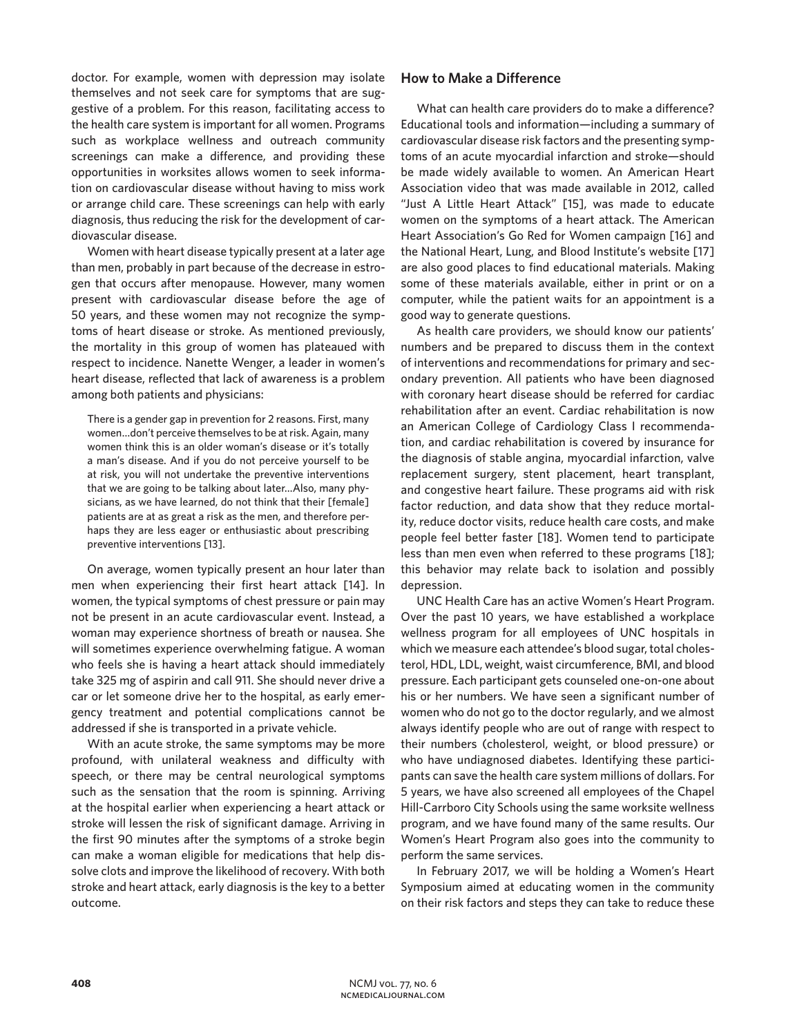doctor. For example, women with depression may isolate themselves and not seek care for symptoms that are suggestive of a problem. For this reason, facilitating access to the health care system is important for all women. Programs such as workplace wellness and outreach community screenings can make a difference, and providing these opportunities in worksites allows women to seek information on cardiovascular disease without having to miss work or arrange child care. These screenings can help with early diagnosis, thus reducing the risk for the development of cardiovascular disease.

Women with heart disease typically present at a later age than men, probably in part because of the decrease in estrogen that occurs after menopause. However, many women present with cardiovascular disease before the age of 50 years, and these women may not recognize the symptoms of heart disease or stroke. As mentioned previously, the mortality in this group of women has plateaued with respect to incidence. Nanette Wenger, a leader in women's heart disease, reflected that lack of awareness is a problem among both patients and physicians:

> There is a gender gap in prevention for 2 reasons. First, many women...don't perceive themselves to be at risk. Again, many women think this is an older woman's disease or it's totally a man's disease. And if you do not perceive yourself to be at risk, you will not undertake the preventive interventions that we are going to be talking about later...Also, many physicians, as we have learned, do not think that their [female] patients are at as great a risk as the men, and therefore perhaps they are less eager or enthusiastic about prescribing preventive interventions [13].

On average, women typically present an hour later than men when experiencing their first heart attack [14]. In women, the typical symptoms of chest pressure or pain may not be present in an acute cardiovascular event. Instead, a woman may experience shortness of breath or nausea. She will sometimes experience overwhelming fatigue. A woman who feels she is having a heart attack should immediately take 325 mg of aspirin and call 911. She should never drive a car or let someone drive her to the hospital, as early emergency treatment and potential complications cannot be addressed if she is transported in a private vehicle.

With an acute stroke, the same symptoms may be more profound, with unilateral weakness and difficulty with speech, or there may be central neurological symptoms such as the sensation that the room is spinning. Arriving at the hospital earlier when experiencing a heart attack or stroke will lessen the risk of significant damage. Arriving in the first 90 minutes after the symptoms of a stroke begin can make a woman eligible for medications that help dissolve clots and improve the likelihood of recovery. With both stroke and heart attack, early diagnosis is the key to a better outcome.

## How to Make a Difference

What can health care providers do to make a difference? Educational tools and information—including a summary of cardiovascular disease risk factors and the presenting symptoms of an acute myocardial infarction and stroke—should be made widely available to women. An American Heart Association video that was made available in 2012, called "Just A Little Heart Attack" [15], was made to educate women on the symptoms of a heart attack. The American Heart Association's Go Red for Women campaign [16] and the National Heart, Lung, and Blood Institute's website [17] are also good places to find educational materials. Making some of these materials available, either in print or on a computer, while the patient waits for an appointment is a good way to generate questions.

As health care providers, we should know our patients' numbers and be prepared to discuss them in the context of interventions and recommendations for primary and secondary prevention. All patients who have been diagnosed with coronary heart disease should be referred for cardiac rehabilitation after an event. Cardiac rehabilitation is now an American College of Cardiology Class I recommendation, and cardiac rehabilitation is covered by insurance for the diagnosis of stable angina, myocardial infarction, valve replacement surgery, stent placement, heart transplant, and congestive heart failure. These programs aid with risk factor reduction, and data show that they reduce mortality, reduce doctor visits, reduce health care costs, and make people feel better faster [18]. Women tend to participate less than men even when referred to these programs [18]; this behavior may relate back to isolation and possibly depression.

UNC Health Care has an active Women's Heart Program. Over the past 10 years, we have established a workplace wellness program for all employees of UNC hospitals in which we measure each attendee's blood sugar, total cholesterol, HDL, LDL, weight, waist circumference, BMI, and blood pressure. Each participant gets counseled one-on-one about his or her numbers. We have seen a significant number of women who do not go to the doctor regularly, and we almost always identify people who are out of range with respect to their numbers (cholesterol, weight, or blood pressure) or who have undiagnosed diabetes. Identifying these participants can save the health care system millions of dollars. For 5 years, we have also screened all employees of the Chapel Hill-Carrboro City Schools using the same worksite wellness program, and we have found many of the same results. Our Women's Heart Program also goes into the community to perform the same services.

In February 2017, we will be holding a Women's Heart Symposium aimed at educating women in the community on their risk factors and steps they can take to reduce these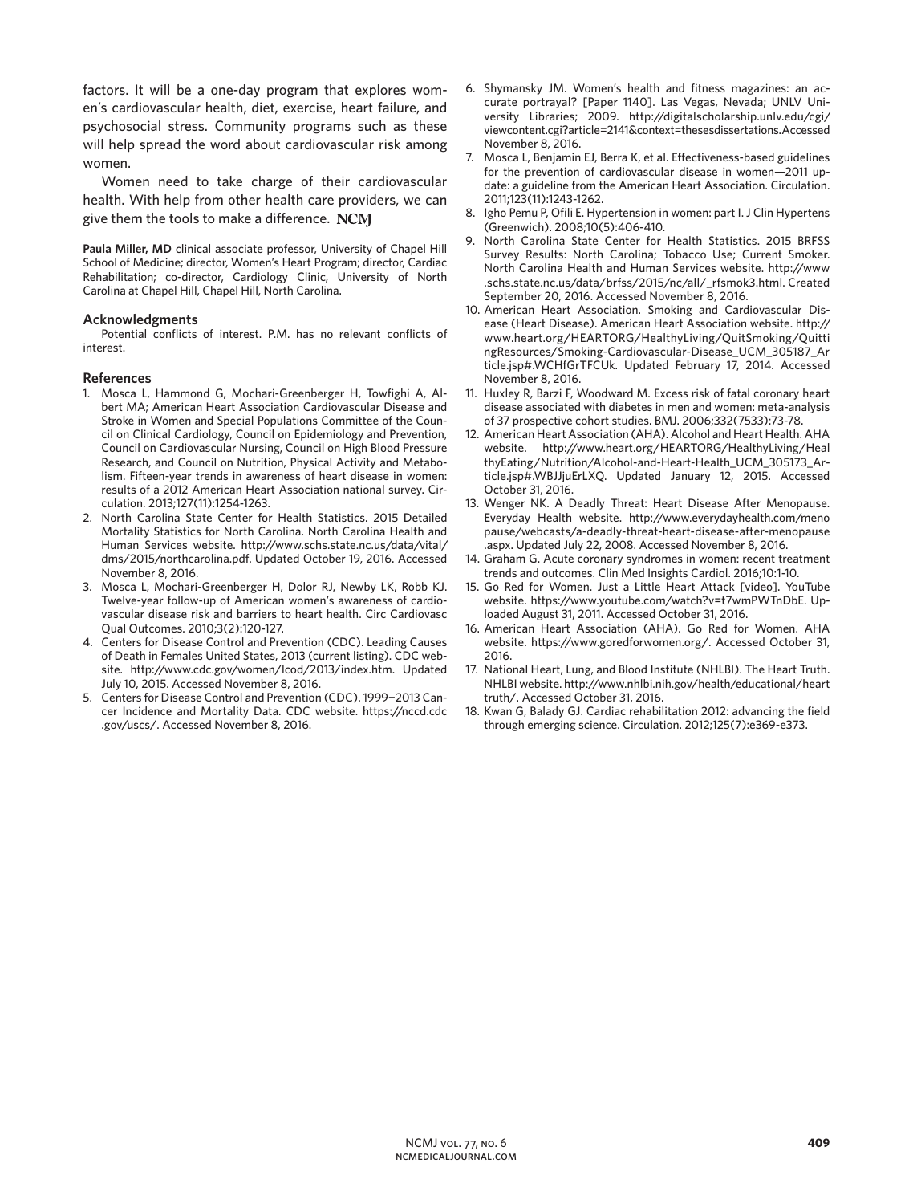factors. It will be a one-day program that explores women's cardiovascular health, diet, exercise, heart failure, and psychosocial stress. Community programs such as these will help spread the word about cardiovascular risk among women.

Women need to take charge of their cardiovascular health. With help from other health care providers, we can give them the tools to make a difference. NCMJ

**Paula Miller, MD** clinical associate professor, University of Chapel Hill School of Medicine; director, Women's Heart Program; director, Cardiac Rehabilitation; co-director, Cardiology Clinic, University of North Carolina at Chapel Hill, Chapel Hill, North Carolina.

## Acknowledgments

Potential conflicts of interest. P.M. has no relevant conflicts of interest.

## References

1. Mosca L, Hammond G, Mochari-Greenberger H, Towfighi A, Albert MA; American Heart Association Cardiovascular Disease and Stroke in Women and Special Populations Committee of the Council on Clinical Cardiology, Council on Epidemiology and Prevention, Council on Cardiovascular Nursing, Council on High Blood Pressure Research, and Council on Nutrition, Physical Activity and Metabolism. Fifteen-year trends in awareness of heart disease in women: results of a 2012 American Heart Association national survey. Circulation. 2013;127(11):1254-1263.
2. North Carolina State Center for Health Statistics. 2015 Detailed Mortality Statistics for North Carolina. North Carolina Health and Human Services website. http://www.schs.state.nc.us/data/vital/dms/2015/northcarolina.pdf. Updated October 19, 2016. Accessed November 8, 2016.
3. Mosca L, Mochari-Greenberger H, Dolor RJ, Newby LK, Robb KJ. Twelve-year follow-up of American women's awareness of cardiovascular disease risk and barriers to heart health. Circ Cardiovasc Qual Outcomes. 2010;3(2):120-127.
4. Centers for Disease Control and Prevention (CDC). Leading Causes of Death in Females United States, 2013 (current listing). CDC website. http://www.cdc.gov/women/lcod/2013/index.htm. Updated July 10, 2015. Accessed November 8, 2016.
5. Centers for Disease Control and Prevention (CDC). 1999–2013 Cancer Incidence and Mortality Data. CDC website. https://nccd.cdc.gov/uscs/. Accessed November 8, 2016.
6. Shymansky JM. Women's health and fitness magazines: an accurate portrayal? [Paper 1140]. Las Vegas, Nevada; UNLV University Libraries; 2009. http://digitalscholarship.unlv.edu/cgi/viewcontent.cgi?article=2141&context=thesesdissertations. Accessed November 8, 2016.
7. Mosca L, Benjamin EJ, Berra K, et al. Effectiveness-based guidelines for the prevention of cardiovascular disease in women—2011 update: a guideline from the American Heart Association. Circulation. 2011;123(11):1243-1262.
8. Igho Pemu P, Ofili E. Hypertension in women: part I. J Clin Hypertens (Greenwich). 2008;10(5):406-410.
9. North Carolina State Center for Health Statistics. 2015 BRFSS Survey Results: North Carolina; Tobacco Use; Current Smoker. North Carolina Health and Human Services website. http://www.schs.state.nc.us/data/brfss/2015/nc/all/_rfsmok3.html. Created September 20, 2016. Accessed November 8, 2016.
10. American Heart Association. Smoking and Cardiovascular Disease (Heart Disease). American Heart Association website. http://www.heart.org/HEARTORG/HealthyLiving/QuitSmoking/QuittingResources/Smoking-Cardiovascular-Disease_UCM_305187_Article.jsp#.WCHfGrTFCUk. Updated February 17, 2014. Accessed November 8, 2016.
11. Huxley R, Barzi F, Woodward M. Excess risk of fatal coronary heart disease associated with diabetes in men and women: meta-analysis of 37 prospective cohort studies. BMJ. 2006;332(7533):73-78.
12. American Heart Association (AHA). Alcohol and Heart Health. AHA website. http://www.heart.org/HEARTORG/HealthyLiving/HealthyEating/Nutrition/Alcohol-and-Heart-Health_UCM_305173_Article.jsp#.WBJJjuErLXQ. Updated January 12, 2015. Accessed October 31, 2016.
13. Wenger NK. A Deadly Threat: Heart Disease After Menopause. Everyday Health website. http://www.everydayhealth.com/menopause/webcasts/a-deadly-threat-heart-disease-after-menopause.aspx. Updated July 22, 2008. Accessed November 8, 2016.
14. Graham G. Acute coronary syndromes in women: recent treatment trends and outcomes. Clin Med Insights Cardiol. 2016;10:1-10.
15. Go Red for Women. Just a Little Heart Attack [video]. YouTube website. https://www.youtube.com/watch?v=t7wmPWTnDbE. Uploaded August 31, 2011. Accessed October 31, 2016.
16. American Heart Association (AHA). Go Red for Women. AHA website. https://www.goredforwomen.org/. Accessed October 31, 2016.
17. National Heart, Lung, and Blood Institute (NHLBI). The Heart Truth. NHLBI website. http://www.nhlbi.nih.gov/health/educational/hearttruth/. Accessed October 31, 2016.
18. Kwan G, Balady GJ. Cardiac rehabilitation 2012: advancing the field through emerging science. Circulation. 2012;125(7):e369-e373.